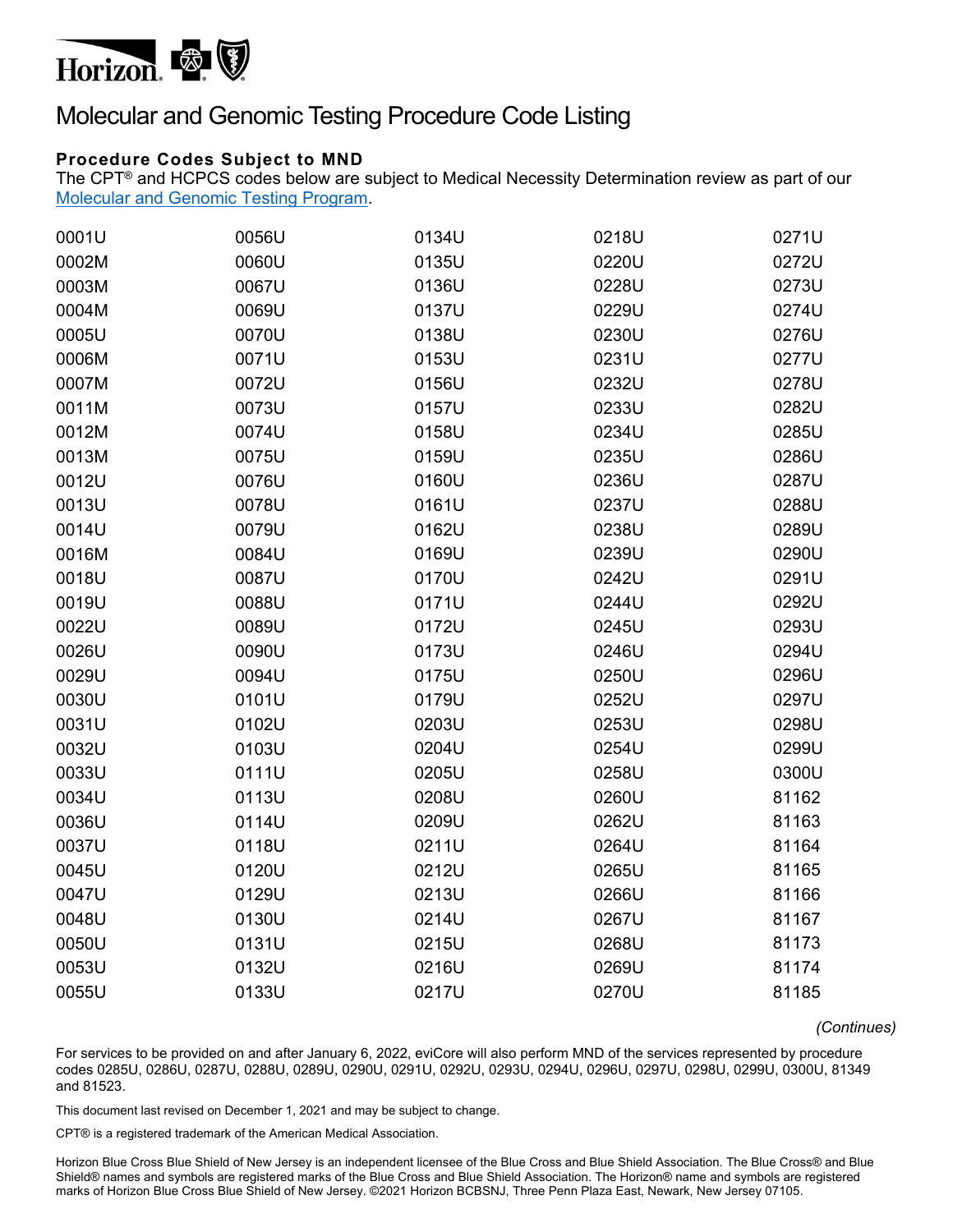# Molecular and Genomic Testing Procedure Code Listing

**Procedure Codes Subject to MND**

The CPT® and HCPCS codes below are subject to Medical Necessity Determination review as part of our Molecular and Genomic Testing Program.

| | | | | |
|---|---|---|---|---|
| 0001U | 0056U | 0134U | 0218U | 0271U |
| 0002M | 0060U | 0135U | 0220U | 0272U |
| 0003M | 0067U | 0136U | 0228U | 0273U |
| 0004M | 0069U | 0137U | 0229U | 0274U |
| 0005U | 0070U | 0138U | 0230U | 0276U |
| 0006M | 0071U | 0153U | 0231U | 0277U |
| 0007M | 0072U | 0156U | 0232U | 0278U |
| 0011M | 0073U | 0157U | 0233U | 0282U |
| 0012M | 0074U | 0158U | 0234U | 0285U |
| 0013M | 0075U | 0159U | 0235U | 0286U |
| 0012U | 0076U | 0160U | 0236U | 0287U |
| 0013U | 0078U | 0161U | 0237U | 0288U |
| 0014U | 0079U | 0162U | 0238U | 0289U |
| 0016M | 0084U | 0169U | 0239U | 0290U |
| 0018U | 0087U | 0170U | 0242U | 0291U |
| 0019U | 0088U | 0171U | 0244U | 0292U |
| 0022U | 0089U | 0172U | 0245U | 0293U |
| 0026U | 0090U | 0173U | 0246U | 0294U |
| 0029U | 0094U | 0175U | 0250U | 0296U |
| 0030U | 0101U | 0179U | 0252U | 0297U |
| 0031U | 0102U | 0203U | 0253U | 0298U |
| 0032U | 0103U | 0204U | 0254U | 0299U |
| 0033U | 0111U | 0205U | 0258U | 0300U |
| 0034U | 0113U | 0208U | 0260U | 81162 |
| 0036U | 0114U | 0209U | 0262U | 81163 |
| 0037U | 0118U | 0211U | 0264U | 81164 |
| 0045U | 0120U | 0212U | 0265U | 81165 |
| 0047U | 0129U | 0213U | 0266U | 81166 |
| 0048U | 0130U | 0214U | 0267U | 81167 |
| 0050U | 0131U | 0215U | 0268U | 81173 |
| 0053U | 0132U | 0216U | 0269U | 81174 |
| 0055U | 0133U | 0217U | 0270U | 81185 |

*(Continues)*

For services to be provided on and after January 6, 2022, eviCore will also perform MND of the services represented by procedure codes 0285U, 0286U, 0287U, 0288U, 0289U, 0290U, 0291U, 0292U, 0293U, 0294U, 0296U, 0297U, 0298U, 0299U, 0300U, 81349 and 81523.

This document last revised on December 1, 2021 and may be subject to change.

CPT® is a registered trademark of the American Medical Association.

Horizon Blue Cross Blue Shield of New Jersey is an independent licensee of the Blue Cross and Blue Shield Association. The Blue Cross® and Blue Shield® names and symbols are registered marks of the Blue Cross and Blue Shield Association. The Horizon® name and symbols are registered marks of Horizon Blue Cross Blue Shield of New Jersey. ©2021 Horizon BCBSNJ, Three Penn Plaza East, Newark, New Jersey 07105.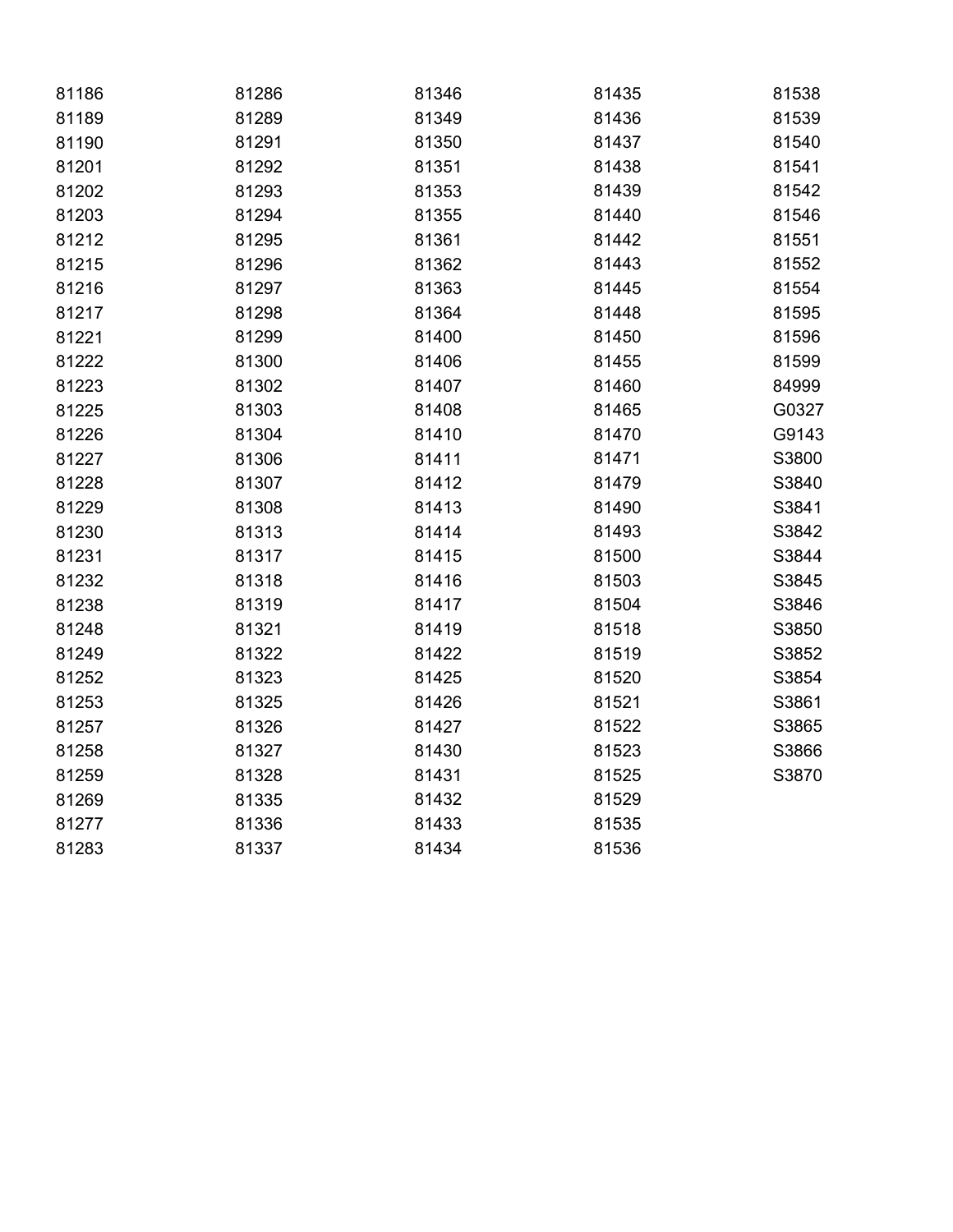| | | | | |
|---|---|---|---|---|
| 81186 | 81286 | 81346 | 81435 | 81538 |
| 81189 | 81289 | 81349 | 81436 | 81539 |
| 81190 | 81291 | 81350 | 81437 | 81540 |
| 81201 | 81292 | 81351 | 81438 | 81541 |
| 81202 | 81293 | 81353 | 81439 | 81542 |
| 81203 | 81294 | 81355 | 81440 | 81546 |
| 81212 | 81295 | 81361 | 81442 | 81551 |
| 81215 | 81296 | 81362 | 81443 | 81552 |
| 81216 | 81297 | 81363 | 81445 | 81554 |
| 81217 | 81298 | 81364 | 81448 | 81595 |
| 81221 | 81299 | 81400 | 81450 | 81596 |
| 81222 | 81300 | 81406 | 81455 | 81599 |
| 81223 | 81302 | 81407 | 81460 | 84999 |
| 81225 | 81303 | 81408 | 81465 | G0327 |
| 81226 | 81304 | 81410 | 81470 | G9143 |
| 81227 | 81306 | 81411 | 81471 | S3800 |
| 81228 | 81307 | 81412 | 81479 | S3840 |
| 81229 | 81308 | 81413 | 81490 | S3841 |
| 81230 | 81313 | 81414 | 81493 | S3842 |
| 81231 | 81317 | 81415 | 81500 | S3844 |
| 81232 | 81318 | 81416 | 81503 | S3845 |
| 81238 | 81319 | 81417 | 81504 | S3846 |
| 81248 | 81321 | 81419 | 81518 | S3850 |
| 81249 | 81322 | 81422 | 81519 | S3852 |
| 81252 | 81323 | 81425 | 81520 | S3854 |
| 81253 | 81325 | 81426 | 81521 | S3861 |
| 81257 | 81326 | 81427 | 81522 | S3865 |
| 81258 | 81327 | 81430 | 81523 | S3866 |
| 81259 | 81328 | 81431 | 81525 | S3870 |
| 81269 | 81335 | 81432 | 81529 | |
| 81277 | 81336 | 81433 | 81535 | |
| 81283 | 81337 | 81434 | 81536 | |